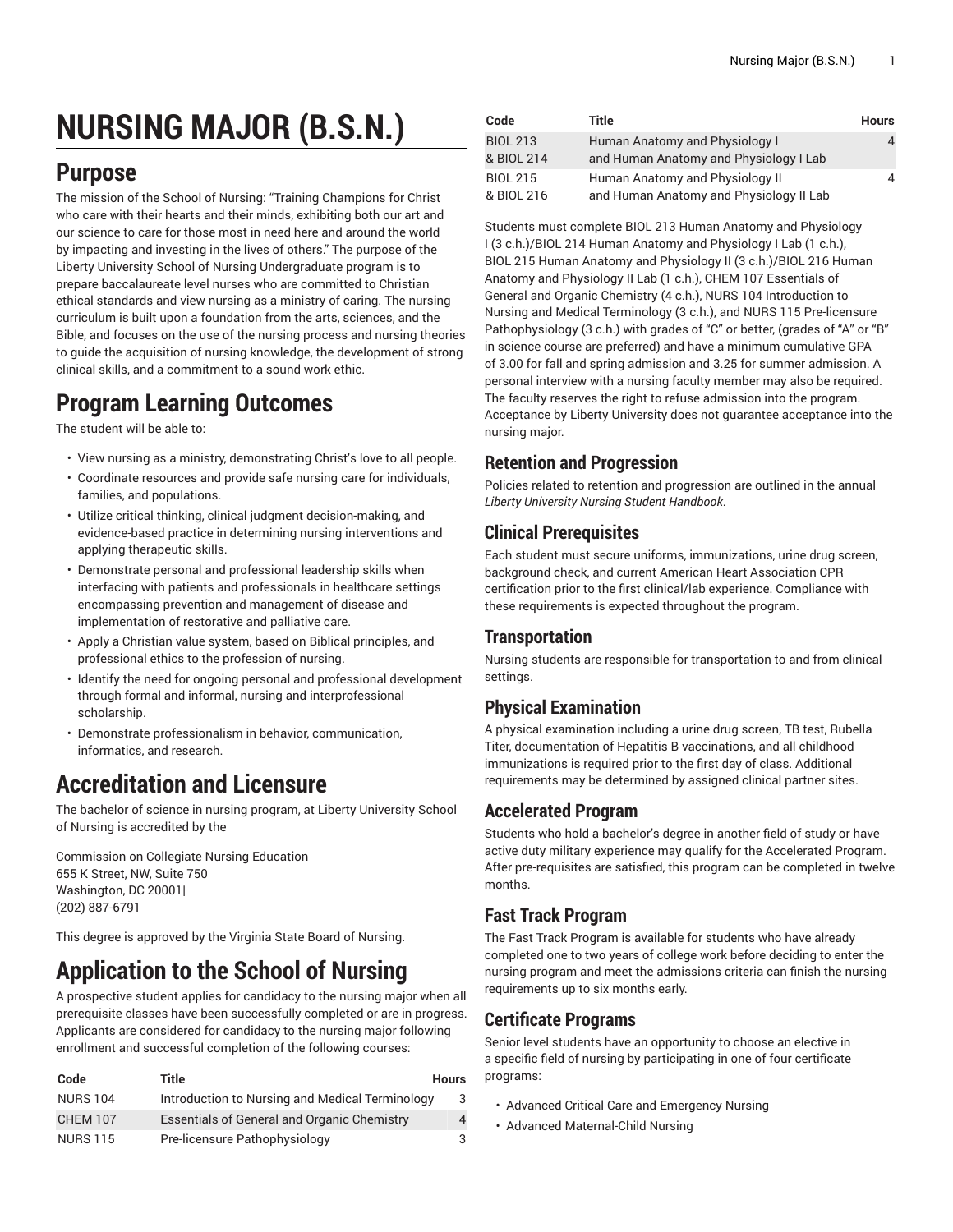# NURSING MAJOR (B.S.N.)

## Purpose

The mission of the School of Nursing: "Training Champions for Christ who care with their hearts and their minds, exhibiting both our art and our science to care for those most in need here and around the world by impacting and investing in the lives of others." The purpose of the Liberty University School of Nursing Undergraduate program is to prepare baccalaureate level nurses who are committed to Christian ethical standards and view nursing as a ministry of caring. The nursing curriculum is built upon a foundation from the arts, sciences, and the Bible, and focuses on the use of the nursing process and nursing theories to guide the acquisition of nursing knowledge, the development of strong clinical skills, and a commitment to a sound work ethic.

## Program Learning Outcomes

The student will be able to:

- View nursing as a ministry, demonstrating Christ's love to all people.
- Coordinate resources and provide safe nursing care for individuals, families, and populations.
- Utilize critical thinking, clinical judgment decision-making, and evidence-based practice in determining nursing interventions and applying therapeutic skills.
- Demonstrate personal and professional leadership skills when interfacing with patients and professionals in healthcare settings encompassing prevention and management of disease and implementation of restorative and palliative care.
- Apply a Christian value system, based on Biblical principles, and professional ethics to the profession of nursing.
- Identify the need for ongoing personal and professional development through formal and informal, nursing and interprofessional scholarship.
- Demonstrate professionalism in behavior, communication, informatics, and research.

## Accreditation and Licensure

The bachelor of science in nursing program, at Liberty University School of Nursing is accredited by the

Commission on Collegiate Nursing Education
655 K Street, NW, Suite 750
Washington, DC 20001|
(202) 887-6791

This degree is approved by the Virginia State Board of Nursing.

## Application to the School of Nursing

A prospective student applies for candidacy to the nursing major when all prerequisite classes have been successfully completed or are in progress. Applicants are considered for candidacy to the nursing major following enrollment and successful completion of the following courses:

| Code | Title | Hours |
|---|---|---|
| NURS 104 | Introduction to Nursing and Medical Terminology | 3 |
| CHEM 107 | Essentials of General and Organic Chemistry | 4 |
| NURS 115 | Pre-licensure Pathophysiology | 3 |
| BIOL 213 & BIOL 214 | Human Anatomy and Physiology I and Human Anatomy and Physiology I Lab | 4 |
| BIOL 215 & BIOL 216 | Human Anatomy and Physiology II and Human Anatomy and Physiology II Lab | 4 |

Students must complete BIOL 213 Human Anatomy and Physiology I (3 c.h.)/BIOL 214 Human Anatomy and Physiology I Lab (1 c.h.), BIOL 215 Human Anatomy and Physiology II (3 c.h.)/BIOL 216 Human Anatomy and Physiology II Lab (1 c.h.), CHEM 107 Essentials of General and Organic Chemistry (4 c.h.), NURS 104 Introduction to Nursing and Medical Terminology (3 c.h.), and NURS 115 Pre-licensure Pathophysiology (3 c.h.) with grades of "C" or better, (grades of "A" or "B" in science course are preferred) and have a minimum cumulative GPA of 3.00 for fall and spring admission and 3.25 for summer admission. A personal interview with a nursing faculty member may also be required. The faculty reserves the right to refuse admission into the program. Acceptance by Liberty University does not guarantee acceptance into the nursing major.

### Retention and Progression

Policies related to retention and progression are outlined in the annual *Liberty University Nursing Student Handbook*.

### Clinical Prerequisites

Each student must secure uniforms, immunizations, urine drug screen, background check, and current American Heart Association CPR certification prior to the first clinical/lab experience. Compliance with these requirements is expected throughout the program.

### Transportation

Nursing students are responsible for transportation to and from clinical settings.

### Physical Examination

A physical examination including a urine drug screen, TB test, Rubella Titer, documentation of Hepatitis B vaccinations, and all childhood immunizations is required prior to the first day of class. Additional requirements may be determined by assigned clinical partner sites.

### Accelerated Program

Students who hold a bachelor's degree in another field of study or have active duty military experience may qualify for the Accelerated Program. After pre-requisites are satisfied, this program can be completed in twelve months.

### Fast Track Program

The Fast Track Program is available for students who have already completed one to two years of college work before deciding to enter the nursing program and meet the admissions criteria can finish the nursing requirements up to six months early.

### Certificate Programs

Senior level students have an opportunity to choose an elective in a specific field of nursing by participating in one of four certificate programs:

- Advanced Critical Care and Emergency Nursing
- Advanced Maternal-Child Nursing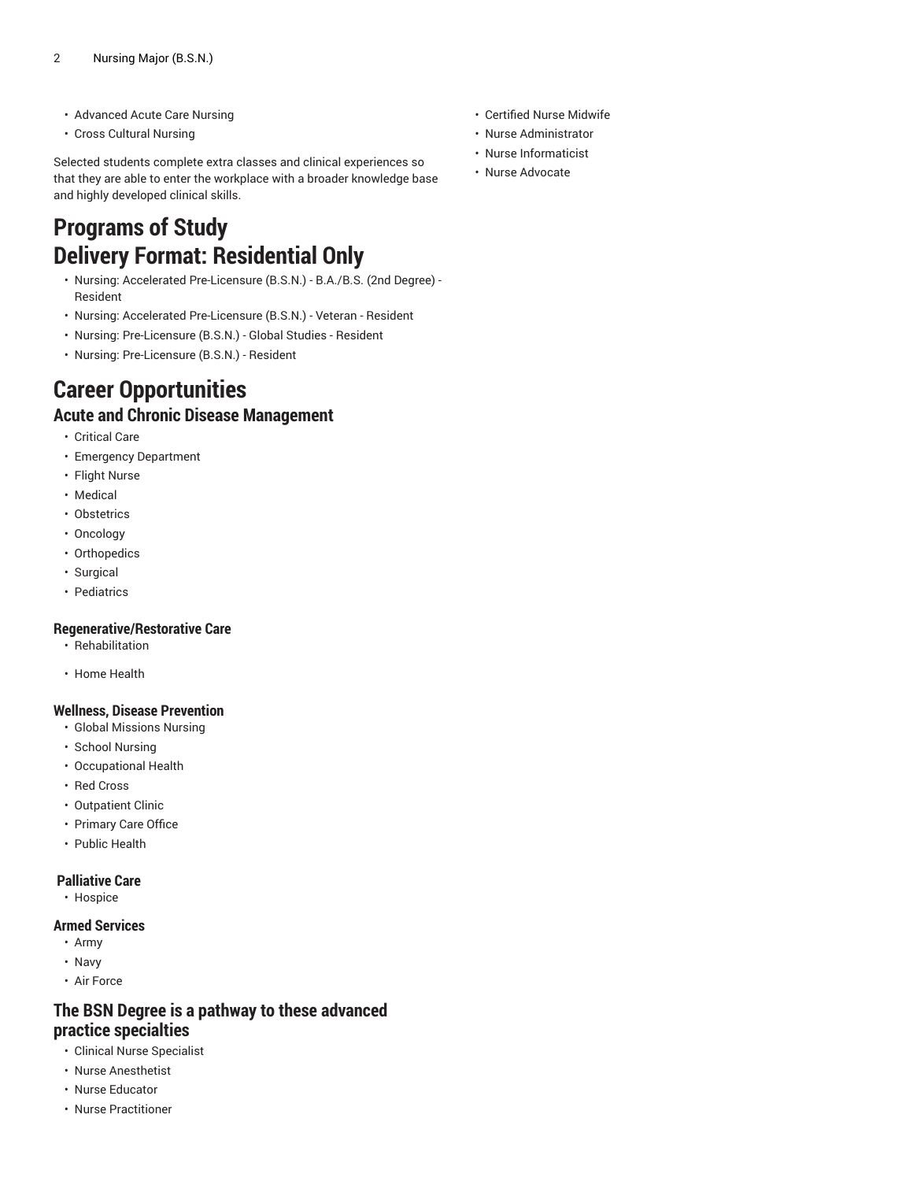- Advanced Acute Care Nursing
- Cross Cultural Nursing

Selected students complete extra classes and clinical experiences so that they are able to enter the workplace with a broader knowledge base and highly developed clinical skills.

# Programs of Study
# Delivery Format: Residential Only

- Nursing: Accelerated Pre-Licensure (B.S.N.) - B.A./B.S. (2nd Degree) - Resident
- Nursing: Accelerated Pre-Licensure (B.S.N.) - Veteran - Resident
- Nursing: Pre-Licensure (B.S.N.) - Global Studies - Resident
- Nursing: Pre-Licensure (B.S.N.) - Resident

# Career Opportunities

## Acute and Chronic Disease Management

- Critical Care
- Emergency Department
- Flight Nurse
- Medical
- Obstetrics
- Oncology
- Orthopedics
- Surgical
- Pediatrics

### Regenerative/Restorative Care

- Rehabilitation
- Home Health

### Wellness, Disease Prevention

- Global Missions Nursing
- School Nursing
- Occupational Health
- Red Cross
- Outpatient Clinic
- Primary Care Office
- Public Health

### Palliative Care

- Hospice

### Armed Services

- Army
- Navy
- Air Force

## The BSN Degree is a pathway to these advanced practice specialties

- Clinical Nurse Specialist
- Nurse Anesthetist
- Nurse Educator
- Nurse Practitioner
- Certified Nurse Midwife
- Nurse Administrator
- Nurse Informaticist
- Nurse Advocate